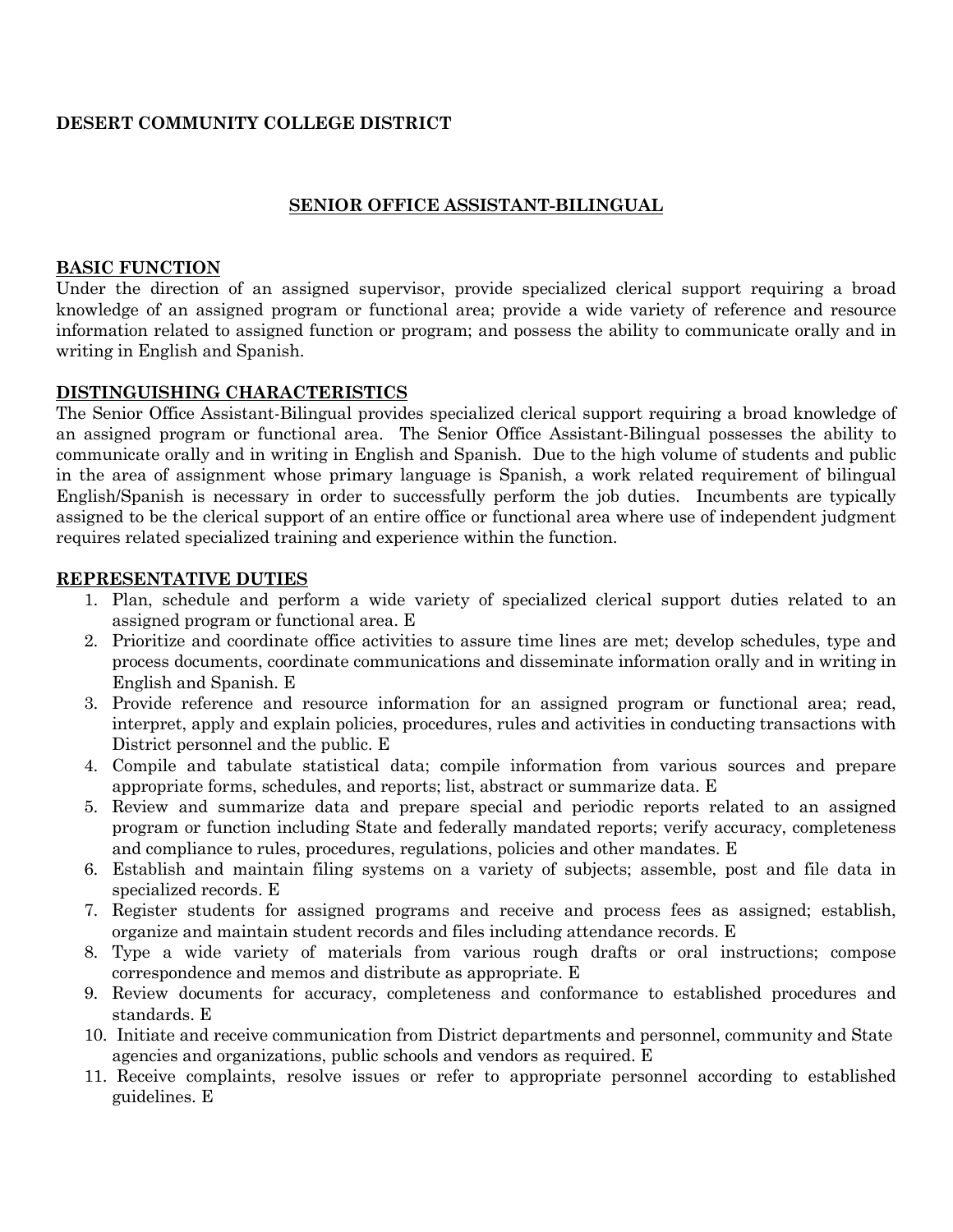**DESERT COMMUNITY COLLEGE DISTRICT**

# SENIOR OFFICE ASSISTANT-BILINGUAL

## BASIC FUNCTION

Under the direction of an assigned supervisor, provide specialized clerical support requiring a broad knowledge of an assigned program or functional area; provide a wide variety of reference and resource information related to assigned function or program; and possess the ability to communicate orally and in writing in English and Spanish.

## DISTINGUISHING CHARACTERISTICS

The Senior Office Assistant-Bilingual provides specialized clerical support requiring a broad knowledge of an assigned program or functional area. The Senior Office Assistant-Bilingual possesses the ability to communicate orally and in writing in English and Spanish. Due to the high volume of students and public in the area of assignment whose primary language is Spanish, a work related requirement of bilingual English/Spanish is necessary in order to successfully perform the job duties. Incumbents are typically assigned to be the clerical support of an entire office or functional area where use of independent judgment requires related specialized training and experience within the function.

## REPRESENTATIVE DUTIES

1. Plan, schedule and perform a wide variety of specialized clerical support duties related to an assigned program or functional area. E
2. Prioritize and coordinate office activities to assure time lines are met; develop schedules, type and process documents, coordinate communications and disseminate information orally and in writing in English and Spanish. E
3. Provide reference and resource information for an assigned program or functional area; read, interpret, apply and explain policies, procedures, rules and activities in conducting transactions with District personnel and the public. E
4. Compile and tabulate statistical data; compile information from various sources and prepare appropriate forms, schedules, and reports; list, abstract or summarize data. E
5. Review and summarize data and prepare special and periodic reports related to an assigned program or function including State and federally mandated reports; verify accuracy, completeness and compliance to rules, procedures, regulations, policies and other mandates. E
6. Establish and maintain filing systems on a variety of subjects; assemble, post and file data in specialized records. E
7. Register students for assigned programs and receive and process fees as assigned; establish, organize and maintain student records and files including attendance records. E
8. Type a wide variety of materials from various rough drafts or oral instructions; compose correspondence and memos and distribute as appropriate. E
9. Review documents for accuracy, completeness and conformance to established procedures and standards. E
10. Initiate and receive communication from District departments and personnel, community and State agencies and organizations, public schools and vendors as required. E
11. Receive complaints, resolve issues or refer to appropriate personnel according to established guidelines. E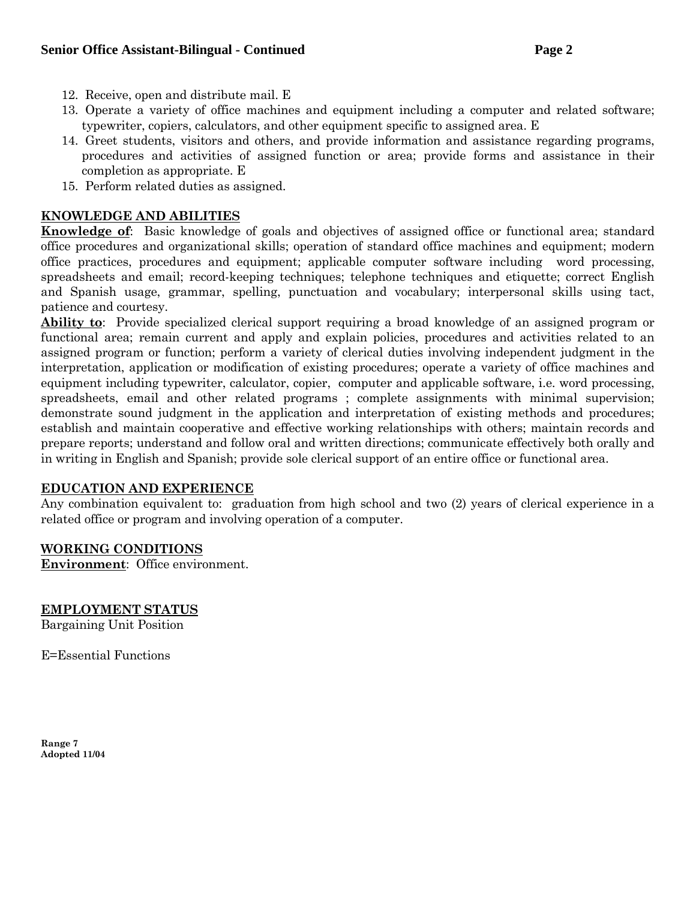12. Receive, open and distribute mail. E
13. Operate a variety of office machines and equipment including a computer and related software; typewriter, copiers, calculators, and other equipment specific to assigned area. E
14. Greet students, visitors and others, and provide information and assistance regarding programs, procedures and activities of assigned function or area; provide forms and assistance in their completion as appropriate. E
15. Perform related duties as assigned.

## KNOWLEDGE AND ABILITIES

**Knowledge of**: Basic knowledge of goals and objectives of assigned office or functional area; standard office procedures and organizational skills; operation of standard office machines and equipment; modern office practices, procedures and equipment; applicable computer software including word processing, spreadsheets and email; record-keeping techniques; telephone techniques and etiquette; correct English and Spanish usage, grammar, spelling, punctuation and vocabulary; interpersonal skills using tact, patience and courtesy.

**Ability to**: Provide specialized clerical support requiring a broad knowledge of an assigned program or functional area; remain current and apply and explain policies, procedures and activities related to an assigned program or function; perform a variety of clerical duties involving independent judgment in the interpretation, application or modification of existing procedures; operate a variety of office machines and equipment including typewriter, calculator, copier, computer and applicable software, i.e. word processing, spreadsheets, email and other related programs ; complete assignments with minimal supervision; demonstrate sound judgment in the application and interpretation of existing methods and procedures; establish and maintain cooperative and effective working relationships with others; maintain records and prepare reports; understand and follow oral and written directions; communicate effectively both orally and in writing in English and Spanish; provide sole clerical support of an entire office or functional area.

## EDUCATION AND EXPERIENCE

Any combination equivalent to: graduation from high school and two (2) years of clerical experience in a related office or program and involving operation of a computer.

## WORKING CONDITIONS

**Environment**: Office environment.

## EMPLOYMENT STATUS

Bargaining Unit Position

E=Essential Functions

**Range 7**
**Adopted 11/04**